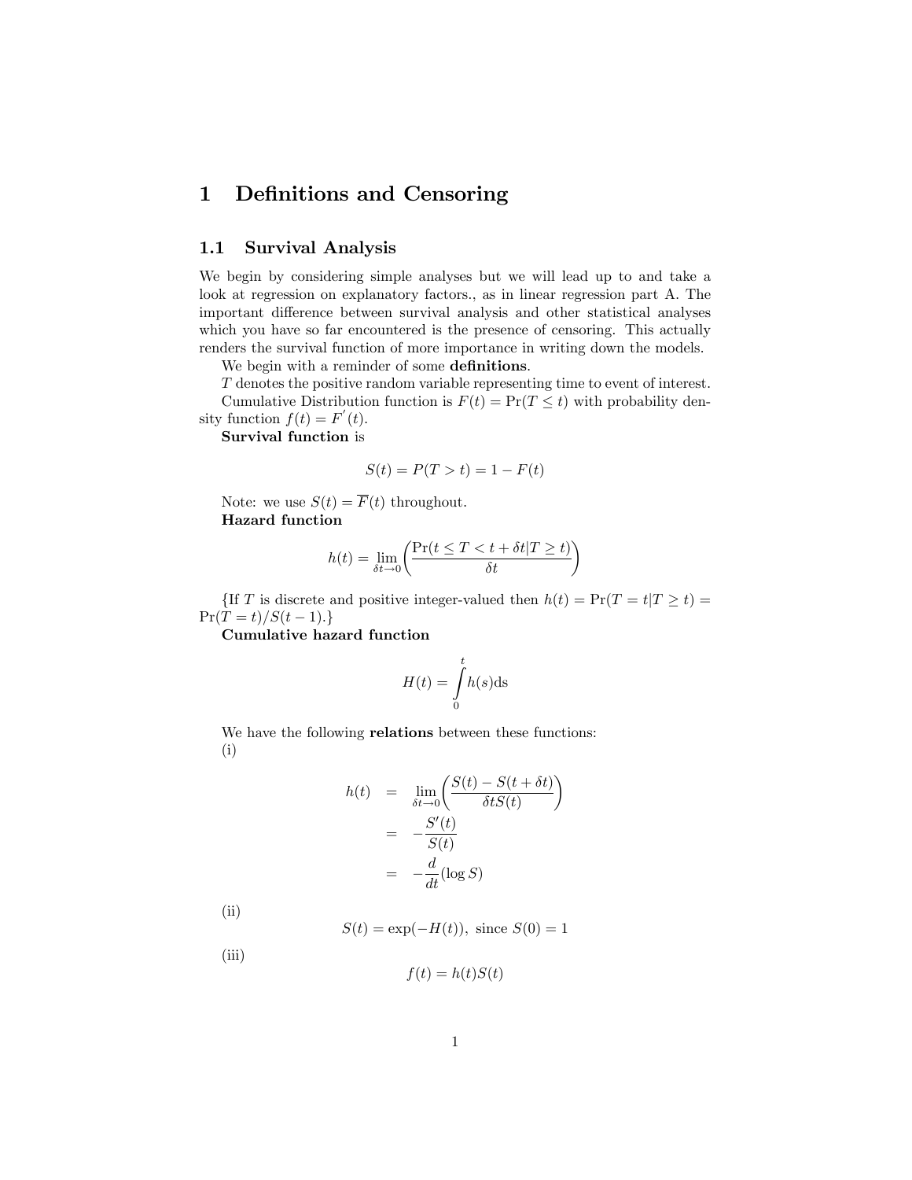# 1 Definitions and Censoring

## 1.1 Survival Analysis

We begin by considering simple analyses but we will lead up to and take a look at regression on explanatory factors., as in linear regression part A. The important difference between survival analysis and other statistical analyses which you have so far encountered is the presence of censoring. This actually renders the survival function of more importance in writing down the models.

We begin with a reminder of some **definitions**.

$T$ denotes the positive random variable representing time to event of interest.

Cumulative Distribution function is $F(t) = \Pr(T \leq t)$ with probability density function $f(t) = F^{'}(t)$.

**Survival function** is

$$S(t) = P(T > t) = 1 - F(t)$$

Note: we use $S(t) = \overline{F}(t)$ throughout.

**Hazard function**

$$h(t) = \lim_{\delta t \to 0} \left( \frac{\Pr(t \leq T < t + \delta t | T \geq t)}{\delta t} \right)$$

{If $T$ is discrete and positive integer-valued then $h(t) = \Pr(T = t | T \geq t) = \Pr(T = t)/S(t-1)$.}

**Cumulative hazard function**

$$H(t) = \int_0^t h(s) \mathrm{d}s$$

We have the following **relations** between these functions:

(i)

$$\begin{aligned} h(t) &= \lim_{\delta t \to 0} \left( \frac{S(t) - S(t + \delta t)}{\delta t S(t)} \right) \\ &= -\frac{S'(t)}{S(t)} \\ &= -\frac{d}{dt}(\log S) \end{aligned}$$

(ii)

$$S(t) = \exp(-H(t)), \text{ since } S(0) = 1$$

(iii)

$$f(t) = h(t)S(t)$$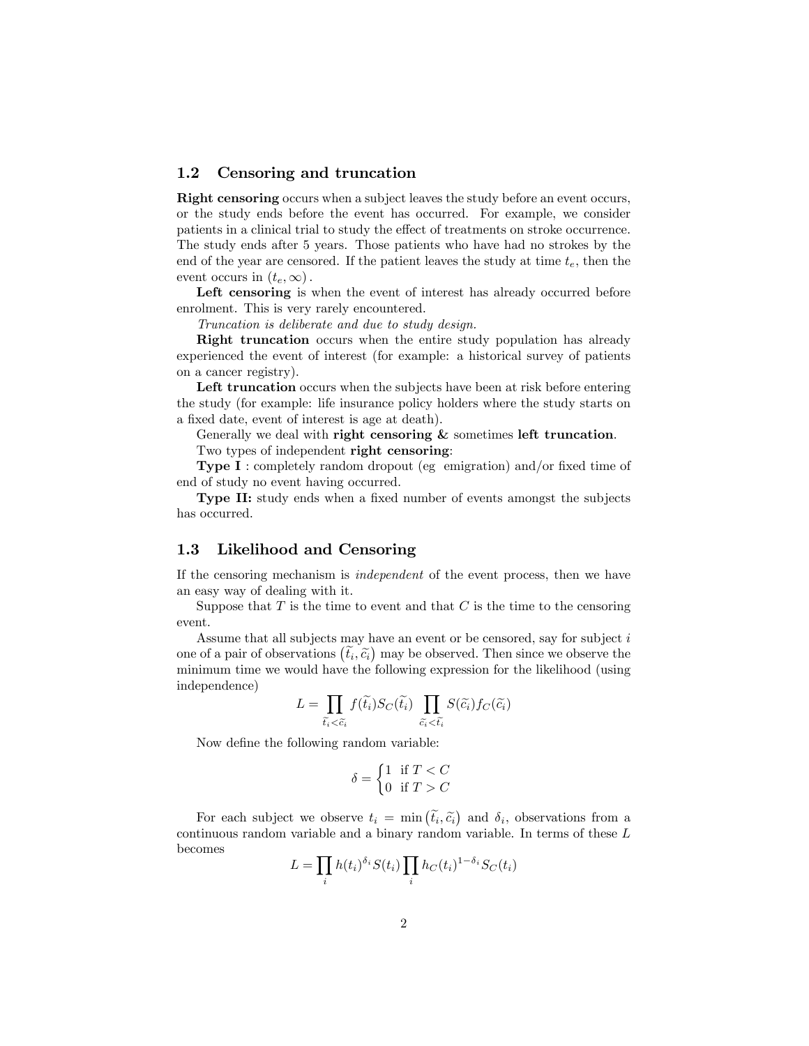## 1.2 Censoring and truncation

**Right censoring** occurs when a subject leaves the study before an event occurs, or the study ends before the event has occurred. For example, we consider patients in a clinical trial to study the effect of treatments on stroke occurrence. The study ends after 5 years. Those patients who have had no strokes by the end of the year are censored. If the patient leaves the study at time $t_e$, then the event occurs in $(t_e, \infty)$.

**Left censoring** is when the event of interest has already occurred before enrolment. This is very rarely encountered.

*Truncation is deliberate and due to study design.*

**Right truncation** occurs when the entire study population has already experienced the event of interest (for example: a historical survey of patients on a cancer registry).

**Left truncation** occurs when the subjects have been at risk before entering the study (for example: life insurance policy holders where the study starts on a fixed date, event of interest is age at death).

Generally we deal with **right censoring &** sometimes **left truncation**.

Two types of independent **right censoring**:

**Type I** : completely random dropout (eg emigration) and/or fixed time of end of study no event having occurred.

**Type II:** study ends when a fixed number of events amongst the subjects has occurred.

## 1.3 Likelihood and Censoring

If the censoring mechanism is *independent* of the event process, then we have an easy way of dealing with it.

Suppose that $T$ is the time to event and that $C$ is the time to the censoring event.

Assume that all subjects may have an event or be censored, say for subject $i$ one of a pair of observations $(\widetilde{t_i}, \widetilde{c_i})$ may be observed. Then since we observe the minimum time we would have the following expression for the likelihood (using independence)

$$L = \prod_{\widetilde{t_i} < \widetilde{c_i}} f(\widetilde{t_i}) S_C(\widetilde{t_i}) \prod_{\widetilde{c_i} < \widetilde{t_i}} S(\widetilde{c_i}) f_C(\widetilde{c_i})$$

Now define the following random variable:

$$\delta = \begin{cases} 1 & \text{if } T < C \\ 0 & \text{if } T > C \end{cases}$$

For each subject we observe $t_i = \min(\widetilde{t_i}, \widetilde{c_i})$ and $\delta_i$, observations from a continuous random variable and a binary random variable. In terms of these $L$ becomes

$$L = \prod_i h(t_i)^{\delta_i} S(t_i) \prod_i h_C(t_i)^{1-\delta_i} S_C(t_i)$$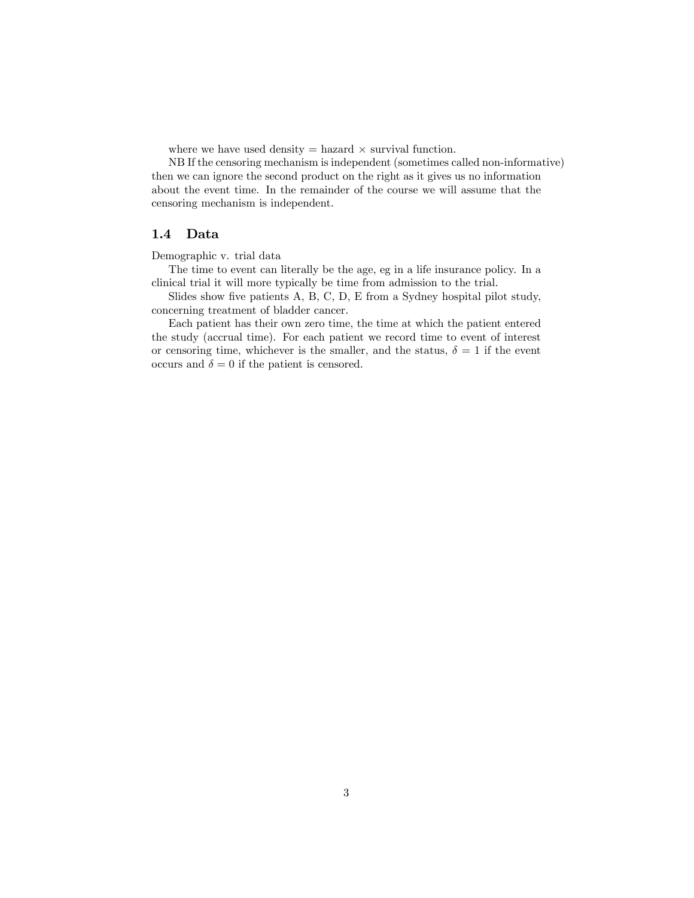where we have used density = hazard × survival function.

NB If the censoring mechanism is independent (sometimes called non-informative) then we can ignore the second product on the right as it gives us no information about the event time. In the remainder of the course we will assume that the censoring mechanism is independent.

## 1.4 Data

Demographic v. trial data

The time to event can literally be the age, eg in a life insurance policy. In a clinical trial it will more typically be time from admission to the trial.

Slides show five patients A, B, C, D, E from a Sydney hospital pilot study, concerning treatment of bladder cancer.

Each patient has their own zero time, the time at which the patient entered the study (accrual time). For each patient we record time to event of interest or censoring time, whichever is the smaller, and the status, $\delta = 1$ if the event occurs and $\delta = 0$ if the patient is censored.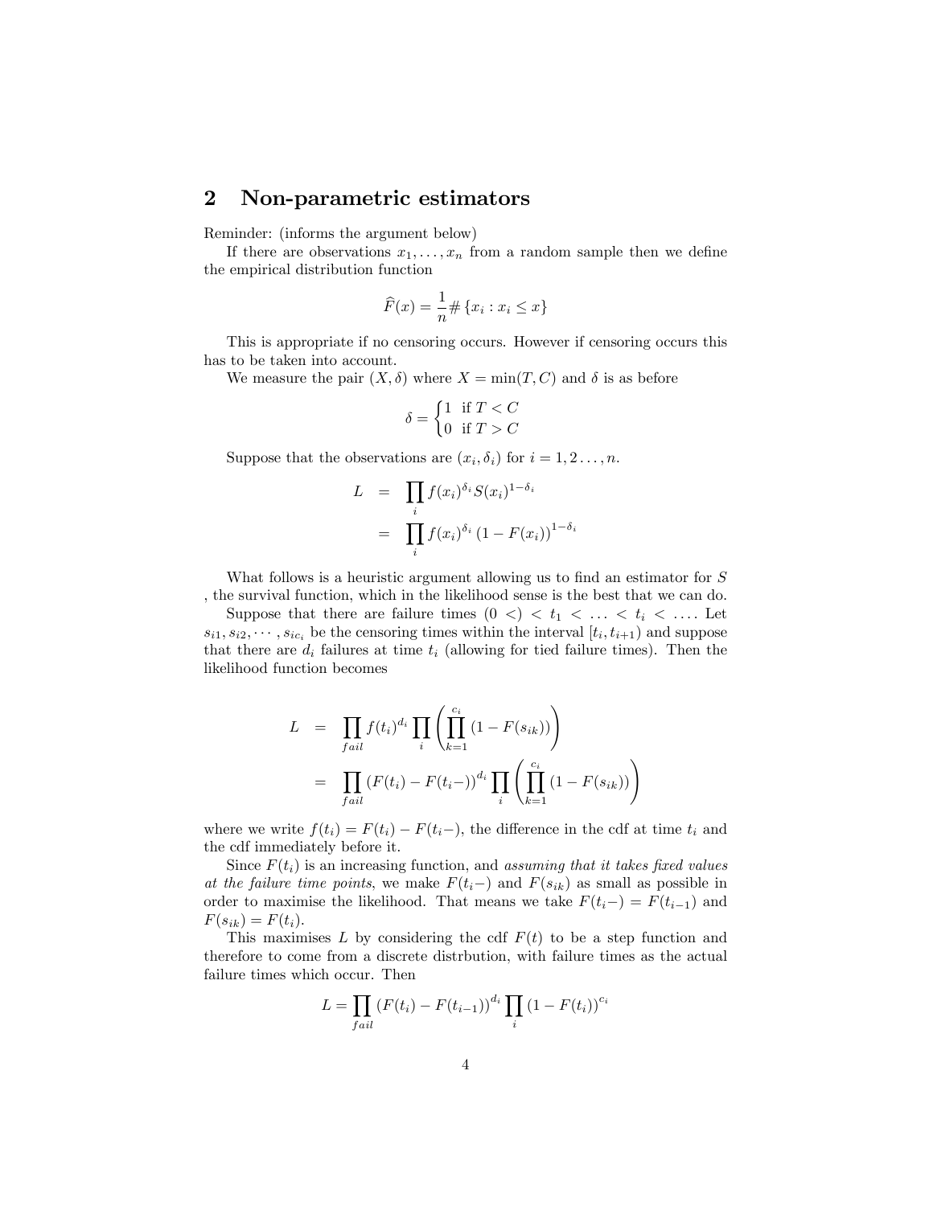## 2 Non-parametric estimators

Reminder: (informs the argument below)

If there are observations $x_1, \ldots, x_n$ from a random sample then we define the empirical distribution function

$$\widehat{F}(x) = \frac{1}{n} \# \{x_i : x_i \leq x\}$$

This is appropriate if no censoring occurs. However if censoring occurs this has to be taken into account.

We measure the pair $(X, \delta)$ where $X = \min(T, C)$ and $\delta$ is as before

$$\delta = \begin{cases} 1 & \text{if } T < C \\ 0 & \text{if } T > C \end{cases}$$

Suppose that the observations are $(x_i, \delta_i)$ for $i = 1, 2 \ldots, n$.

$$\begin{aligned} L &= \prod_i f(x_i)^{\delta_i} S(x_i)^{1-\delta_i} \\ &= \prod_i f(x_i)^{\delta_i} \left(1 - F(x_i)\right)^{1-\delta_i} \end{aligned}$$

What follows is a heuristic argument allowing us to find an estimator for $S$ , the survival function, which in the likelihood sense is the best that we can do.

Suppose that there are failure times $(0 <) < t_1 < \ldots < t_i < \ldots$. Let $s_{i1}, s_{i2}, \cdots, s_{ic_i}$ be the censoring times within the interval $[t_i, t_{i+1})$ and suppose that there are $d_i$ failures at time $t_i$ (allowing for tied failure times). Then the likelihood function becomes

$$\begin{aligned} L &= \prod_{fail} f(t_i)^{d_i} \prod_i \left( \prod_{k=1}^{c_i} \left(1 - F(s_{ik})\right) \right) \\ &= \prod_{fail} \left(F(t_i) - F(t_i-)\right)^{d_i} \prod_i \left( \prod_{k=1}^{c_i} \left(1 - F(s_{ik})\right) \right) \end{aligned}$$

where we write $f(t_i) = F(t_i) - F(t_i-)$, the difference in the cdf at time $t_i$ and the cdf immediately before it.

Since $F(t_i)$ is an increasing function, and *assuming that it takes fixed values at the failure time points*, we make $F(t_i-)$ and $F(s_{ik})$ as small as possible in order to maximise the likelihood. That means we take $F(t_i-) = F(t_{i-1})$ and $F(s_{ik}) = F(t_i)$.

This maximises $L$ by considering the cdf $F(t)$ to be a step function and therefore to come from a discrete distrbution, with failure times as the actual failure times which occur. Then

$$L = \prod_{fail} \left(F(t_i) - F(t_{i-1})\right)^{d_i} \prod_i \left(1 - F(t_i)\right)^{c_i}$$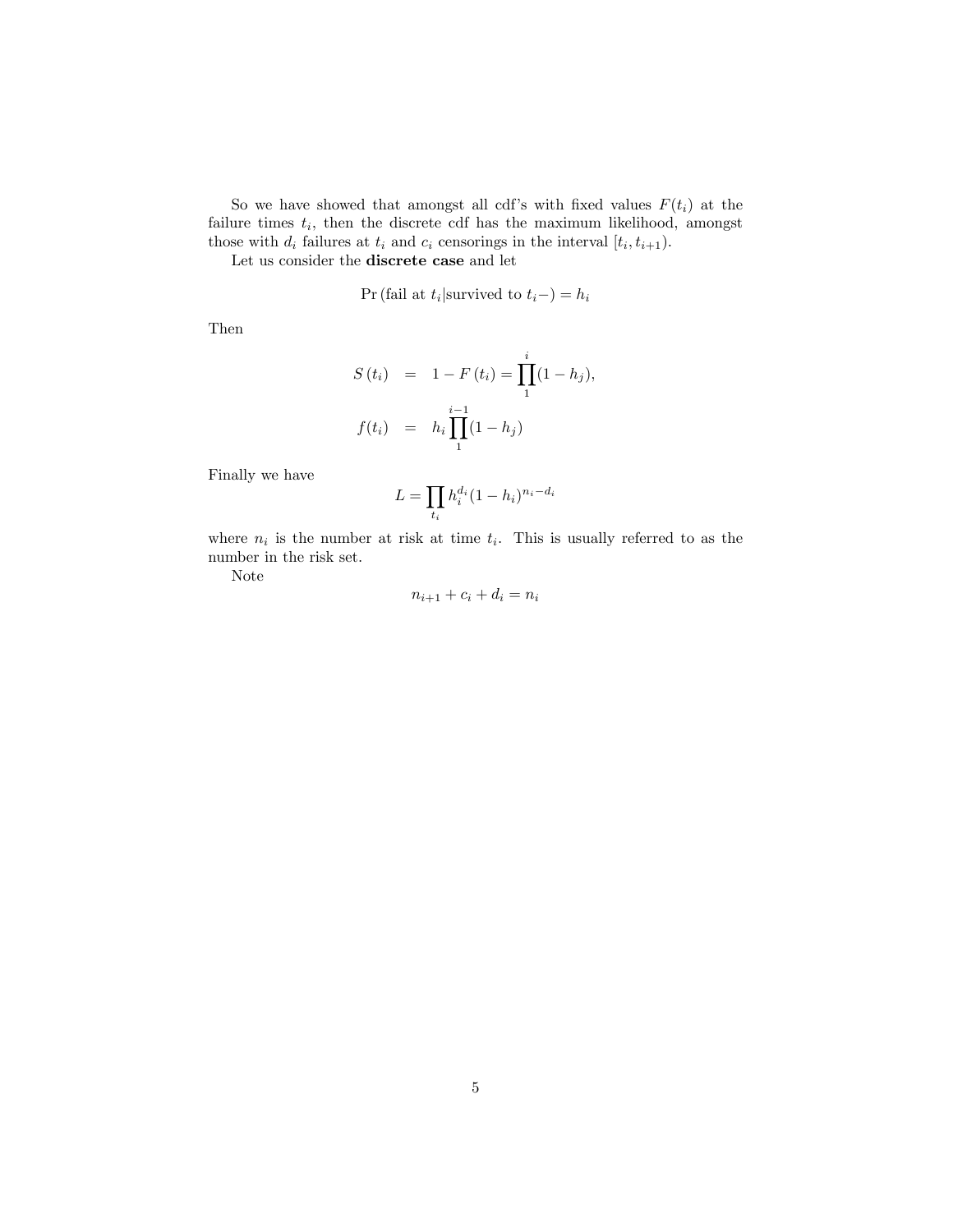So we have showed that amongst all cdf's with fixed values $F(t_i)$ at the failure times $t_i$, then the discrete cdf has the maximum likelihood, amongst those with $d_i$ failures at $t_i$ and $c_i$ censorings in the interval $[t_i, t_{i+1})$.

Let us consider the **discrete case** and let

$$\Pr\left(\text{fail at } t_i | \text{survived to } t_i-\right) = h_i$$

Then

$$
\begin{aligned}
S\left(t_i\right) &= 1 - F\left(t_i\right) = \prod_1^i (1 - h_j), \\
f(t_i) &= h_i \prod_1^{i-1} (1 - h_j)
\end{aligned}
$$

Finally we have

$$L = \prod_{t_i} h_i^{d_i} (1 - h_i)^{n_i - d_i}$$

where $n_i$ is the number at risk at time $t_i$. This is usually referred to as the number in the risk set.

Note

$$n_{i+1} + c_i + d_i = n_i$$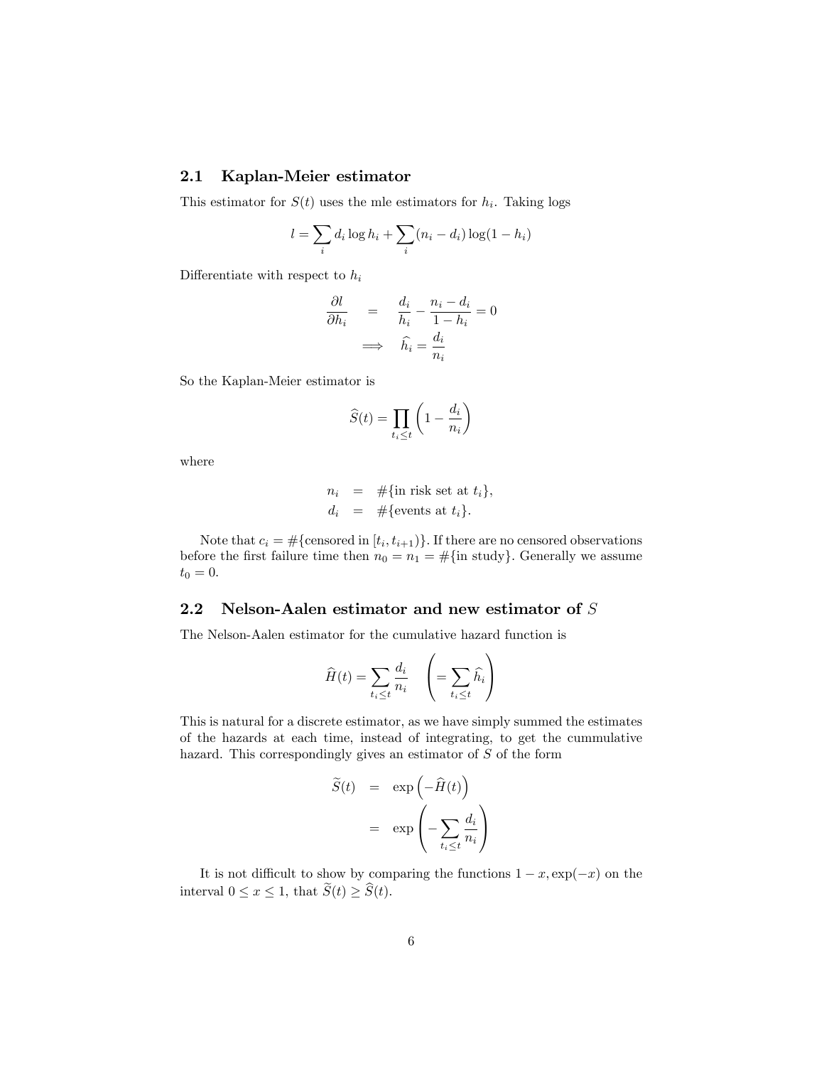## 2.1 Kaplan-Meier estimator

This estimator for $S(t)$ uses the mle estimators for $h_i$. Taking logs

$$l = \sum_i d_i \log h_i + \sum_i (n_i - d_i) \log(1 - h_i)$$

Differentiate with respect to $h_i$

$$\begin{aligned} \frac{\partial l}{\partial h_i} &= \frac{d_i}{h_i} - \frac{n_i - d_i}{1 - h_i} = 0 \\ &\implies \widehat{h}_i = \frac{d_i}{n_i} \end{aligned}$$

So the Kaplan-Meier estimator is

$$\widehat{S}(t) = \prod_{t_i \leq t} \left(1 - \frac{d_i}{n_i}\right)$$

where

$$\begin{aligned} n_i &= \#\{\text{in risk set at } t_i\}, \\ d_i &= \#\{\text{events at } t_i\}. \end{aligned}$$

Note that $c_i = \#\{\text{censored in } [t_i, t_{i+1})\}$. If there are no censored observations before the first failure time then $n_0 = n_1 = \#\{\text{in study}\}$. Generally we assume $t_0 = 0$.

## 2.2 Nelson-Aalen estimator and new estimator of $S$

The Nelson-Aalen estimator for the cumulative hazard function is

$$\widehat{H}(t) = \sum_{t_i \leq t} \frac{d_i}{n_i} \quad \left( = \sum_{t_i \leq t} \widehat{h}_i \right)$$

This is natural for a discrete estimator, as we have simply summed the estimates of the hazards at each time, instead of integrating, to get the cummulative hazard. This correspondingly gives an estimator of $S$ of the form

$$\begin{aligned} \widetilde{S}(t) &= \exp\left(-\widehat{H}(t)\right) \\ &= \exp\left(-\sum_{t_i \leq t} \frac{d_i}{n_i}\right) \end{aligned}$$

It is not difficult to show by comparing the functions $1 - x, \exp(-x)$ on the interval $0 \leq x \leq 1$, that $\widetilde{S}(t) \geq \widehat{S}(t)$.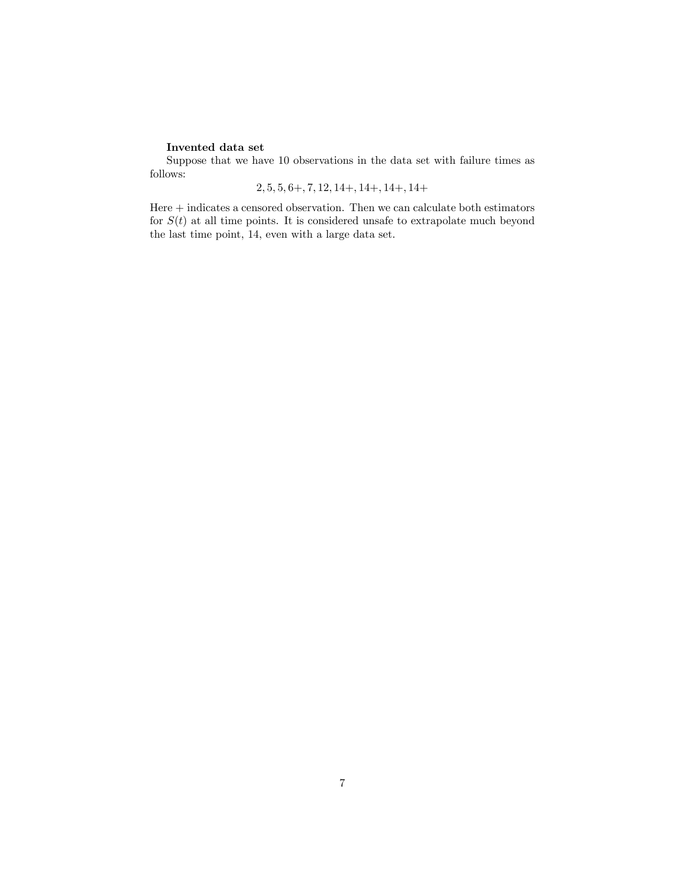**Invented data set**

Suppose that we have 10 observations in the data set with failure times as follows:

$$2, 5, 5, 6+, 7, 12, 14+, 14+, 14+, 14+$$

Here + indicates a censored observation. Then we can calculate both estimators for $S(t)$ at all time points. It is considered unsafe to extrapolate much beyond the last time point, 14, even with a large data set.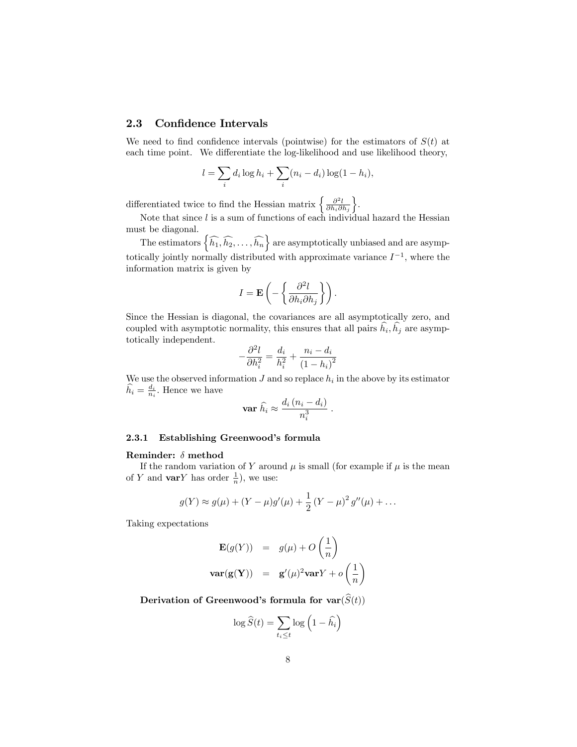## 2.3 Confidence Intervals

We need to find confidence intervals (pointwise) for the estimators of $S(t)$ at each time point. We differentiate the log-likelihood and use likelihood theory,

$$l = \sum_i d_i \log h_i + \sum_i (n_i - d_i) \log(1 - h_i),$$

differentiated twice to find the Hessian matrix $\left\{ \frac{\partial^2 l}{\partial h_i \partial h_j} \right\}$.

Note that since $l$ is a sum of functions of each individual hazard the Hessian must be diagonal.

The estimators $\left\{ \widehat{h_1}, \widehat{h_2}, \ldots, \widehat{h_n} \right\}$ are asymptotically unbiased and are asymptotically jointly normally distributed with approximate variance $I^{-1}$, where the information matrix is given by

$$I = \mathbf{E} \left( - \left\{ \frac{\partial^2 l}{\partial h_i \partial h_j} \right\} \right).$$

Since the Hessian is diagonal, the covariances are all asymptotically zero, and coupled with asymptotic normality, this ensures that all pairs $\widehat{h}_i, \widehat{h}_j$ are asymptotically independent.

$$-\frac{\partial^2 l}{\partial h_i^2} = \frac{d_i}{h_i^2} + \frac{n_i - d_i}{(1 - h_i)^2}$$

We use the observed information $J$ and so replace $h_i$ in the above by its estimator $\widehat{h}_i = \frac{d_i}{n_i}$. Hence we have

$$\mathbf{var}\ \widehat{h}_i \approx \frac{d_i \left(n_i - d_i\right)}{n_i^3}.$$

### 2.3.1 Establishing Greenwood's formula

**Reminder: $\delta$ method**

If the random variation of $Y$ around $\mu$ is small (for example if $\mu$ is the mean of $Y$ and $\mathbf{var}Y$ has order $\frac{1}{n}$), we use:

$$g(Y) \approx g(\mu) + (Y - \mu) g'(\mu) + \frac{1}{2} (Y - \mu)^2 g''(\mu) + \ldots$$

Taking expectations

$$\begin{aligned} \mathbf{E}(g(Y)) &= g(\mu) + O\left(\frac{1}{n}\right) \\ \mathbf{var}(\mathbf{g}(\mathbf{Y})) &= \mathbf{g}'(\mu)^2 \mathbf{var} Y + o\left(\frac{1}{n}\right) \end{aligned}$$

**Derivation of Greenwood's formula for $\mathbf{var}(\widehat{S}(t))$**

$$\log \widehat{S}(t) = \sum_{t_i \le t} \log\left(1 - \widehat{h}_i\right)$$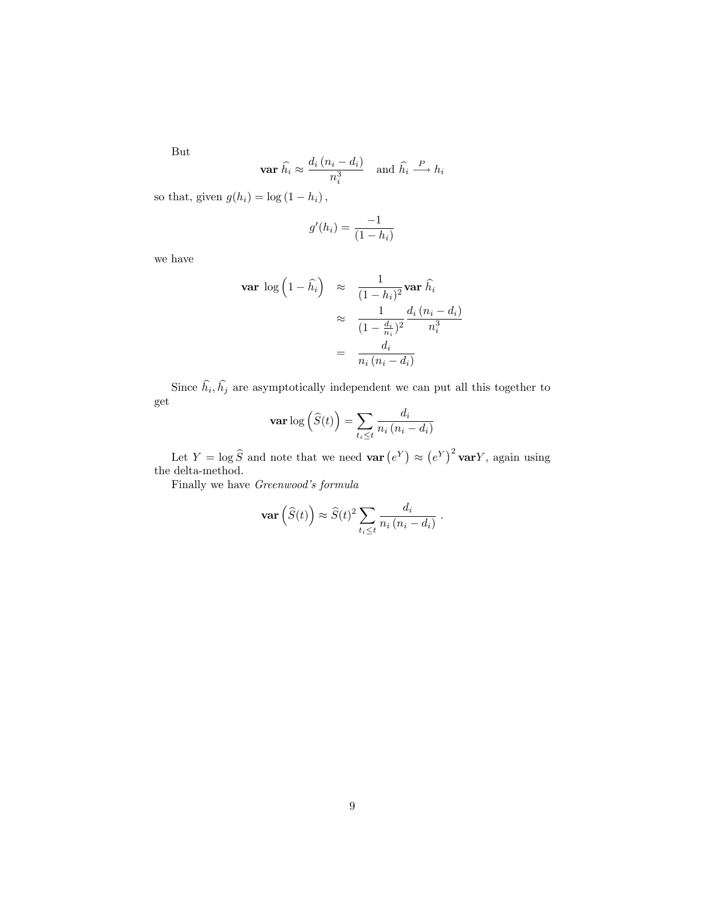But

$$\mathbf{var}\ \widehat{h}_i \approx \frac{d_i\,(n_i - d_i)}{n_i^3} \quad \text{and } \widehat{h}_i \xrightarrow{P} h_i$$

so that, given $g(h_i) = \log{(1 - h_i)}$,

$$g'(h_i) = \frac{-1}{(1 - h_i)}$$

we have

$$\begin{aligned}
\mathbf{var}\ \log\left(1 - \widehat{h}_i\right) &\approx \frac{1}{(1 - h_i)^2}\mathbf{var}\ \widehat{h}_i \\
&\approx \frac{1}{(1 - \frac{d_i}{n_i})^2}\frac{d_i\,(n_i - d_i)}{n_i^3} \\
&= \frac{d_i}{n_i\,(n_i - d_i)}
\end{aligned}$$

Since $\widehat{h}_i, \widehat{h}_j$ are asymptotically independent we can put all this together to get

$$\mathbf{var}\log\left(\widehat{S}(t)\right) = \sum_{t_i \le t} \frac{d_i}{n_i\,(n_i - d_i)}$$

Let $Y = \log \widehat{S}$ and note that we need $\mathbf{var}\left(e^Y\right) \approx \left(e^Y\right)^2 \mathbf{var}Y$, again using the delta-method.

Finally we have *Greenwood's formula*

$$\mathbf{var}\left(\widehat{S}(t)\right) \approx \widehat{S}(t)^2 \sum_{t_i \le t} \frac{d_i}{n_i\,(n_i - d_i)}\ .$$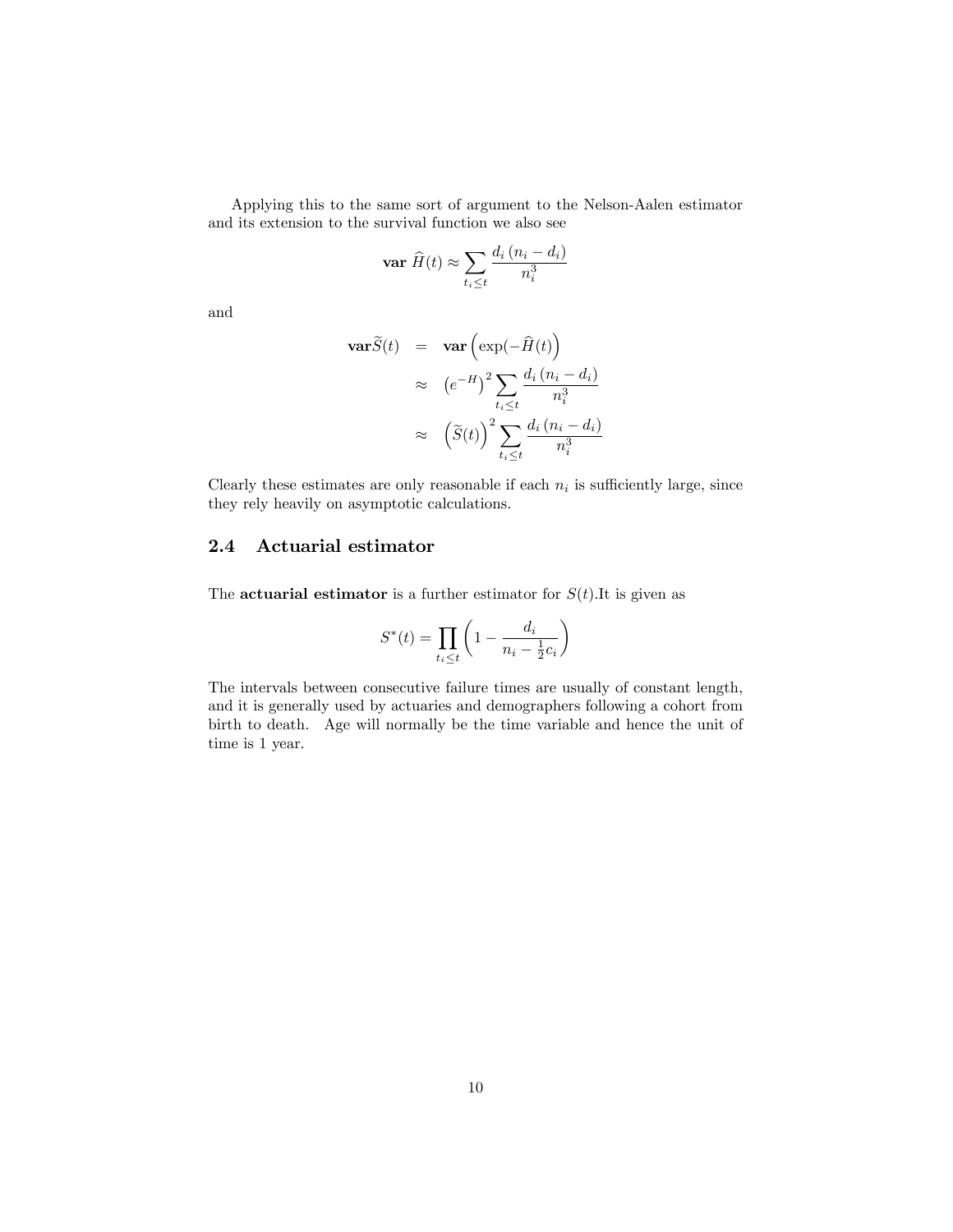Applying this to the same sort of argument to the Nelson-Aalen estimator and its extension to the survival function we also see

$$\textbf{var}\ \widehat{H}(t) \approx \sum_{t_i \le t} \frac{d_i\,(n_i - d_i)}{n_i^3}$$

and

$$\begin{aligned}
\textbf{var}\widetilde{S}(t) &= \textbf{var}\left(\exp(-\widehat{H}(t)\right) \\
&\approx \left(e^{-H}\right)^2 \sum_{t_i \le t} \frac{d_i\,(n_i - d_i)}{n_i^3} \\
&\approx \left(\widetilde{S}(t)\right)^2 \sum_{t_i \le t} \frac{d_i\,(n_i - d_i)}{n_i^3}
\end{aligned}$$

Clearly these estimates are only reasonable if each $n_i$ is sufficiently large, since they rely heavily on asymptotic calculations.

## 2.4 Actuarial estimator

The **actuarial estimator** is a further estimator for $S(t)$.It is given as

$$S^*(t) = \prod_{t_i \le t} \left(1 - \frac{d_i}{n_i - \frac{1}{2}c_i}\right)$$

The intervals between consecutive failure times are usually of constant length, and it is generally used by actuaries and demographers following a cohort from birth to death. Age will normally be the time variable and hence the unit of time is 1 year.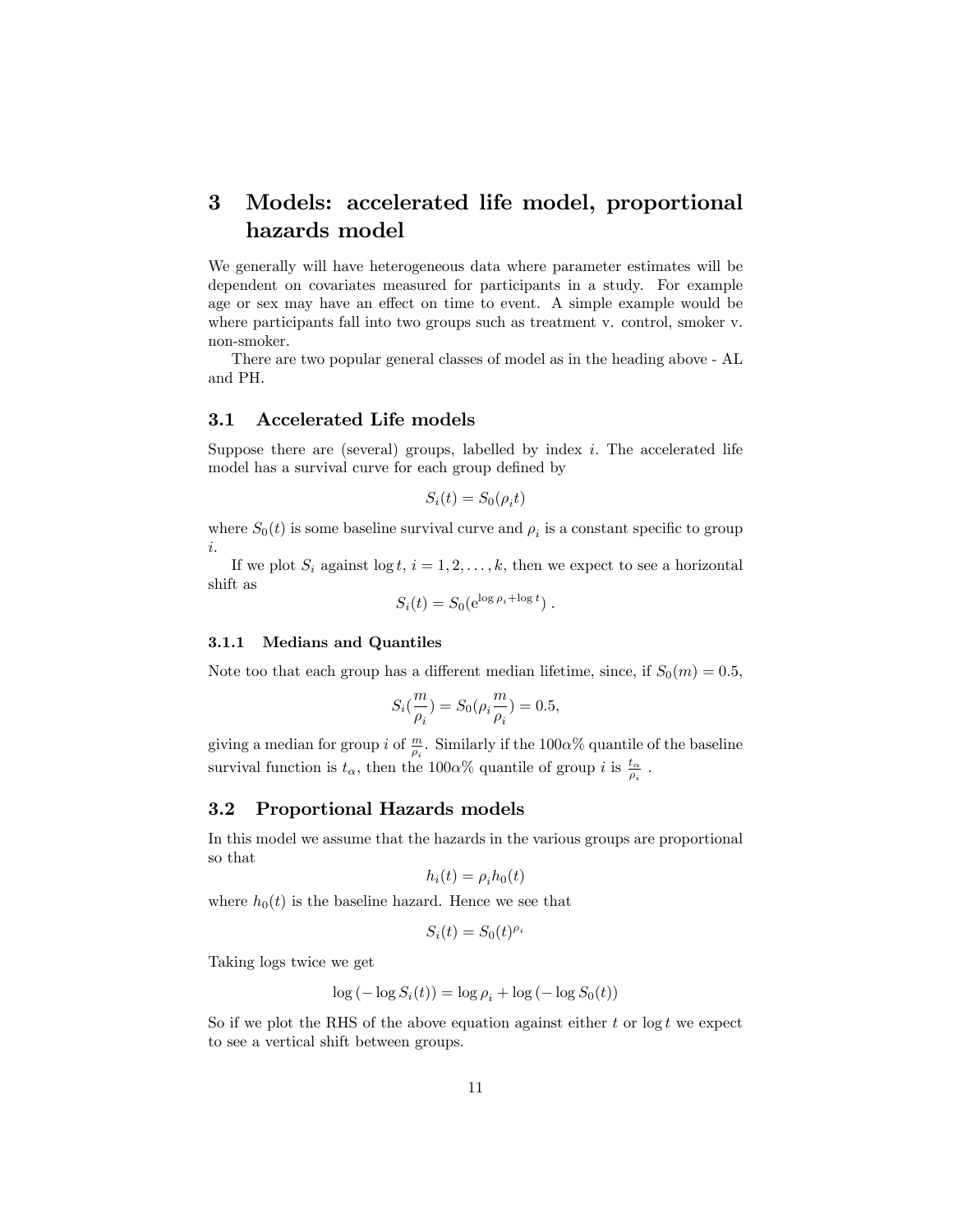# 3 Models: accelerated life model, proportional hazards model

We generally will have heterogeneous data where parameter estimates will be dependent on covariates measured for participants in a study. For example age or sex may have an effect on time to event. A simple example would be where participants fall into two groups such as treatment v. control, smoker v. non-smoker.

There are two popular general classes of model as in the heading above - AL and PH.

## 3.1 Accelerated Life models

Suppose there are (several) groups, labelled by index $i$. The accelerated life model has a survival curve for each group defined by

$$S_i(t) = S_0(\rho_i t)$$

where $S_0(t)$ is some baseline survival curve and $\rho_i$ is a constant specific to group $i$.

If we plot $S_i$ against $\log t$, $i = 1, 2, \ldots, k$, then we expect to see a horizontal shift as

$$S_i(t) = S_0(\mathrm{e}^{\log \rho_i + \log t}) \, .$$

### 3.1.1 Medians and Quantiles

Note too that each group has a different median lifetime, since, if $S_0(m) = 0.5$,

$$S_i(\frac{m}{\rho_i}) = S_0(\rho_i \frac{m}{\rho_i}) = 0.5,$$

giving a median for group $i$ of $\frac{m}{\rho_i}$. Similarly if the $100\alpha\%$ quantile of the baseline survival function is $t_\alpha$, then the $100\alpha\%$ quantile of group $i$ is $\frac{t_\alpha}{\rho_i}$ .

## 3.2 Proportional Hazards models

In this model we assume that the hazards in the various groups are proportional so that

$$h_i(t) = \rho_i h_0(t)$$

where $h_0(t)$ is the baseline hazard. Hence we see that

$$S_i(t) = S_0(t)^{\rho_i}$$

Taking logs twice we get

$$\log\left(-\log S_i(t)\right) = \log \rho_i + \log\left(-\log S_0(t)\right)$$

So if we plot the RHS of the above equation against either $t$ or $\log t$ we expect to see a vertical shift between groups.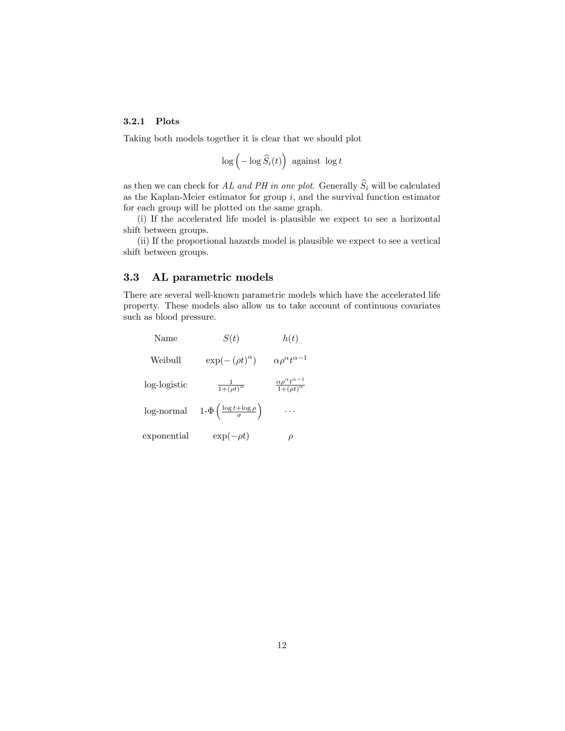### 3.2.1 Plots

Taking both models together it is clear that we should plot

$$\log\left(-\log \widehat{S}_i(t)\right) \text{ against } \log t$$

as then we can check for *AL and PH in one plot*. Generally $\widehat{S}_i$ will be calculated as the Kaplan-Meier estimator for group $i$, and the survival function estimator for each group will be plotted on the same graph.

(i) If the accelerated life model is plausible we expect to see a horizontal shift between groups.

(ii) If the proportional hazards model is plausible we expect to see a vertical shift between groups.

## 3.3 AL parametric models

There are several well-known parametric models which have the accelerated life property. These models also allow us to take account of continuous covariates such as blood pressure.

| Name | $S(t)$ | $h(t)$ |
|---|---|---|
| Weibull | $\exp(-(\rho t)^{\alpha})$ | $\alpha \rho^{\alpha} t^{\alpha-1}$ |
| log-logistic | $\frac{1}{1+(\rho t)^{\alpha}}$ | $\frac{\alpha \rho^{\alpha} t^{\alpha-1}}{1+(\rho t)^{\alpha}}$ |
| log-normal | 1-$\Phi\left(\frac{\log t + \log \rho}{\sigma}\right)$ | $\cdots$ |
| exponential | $\exp(-\rho t)$ | $\rho$ |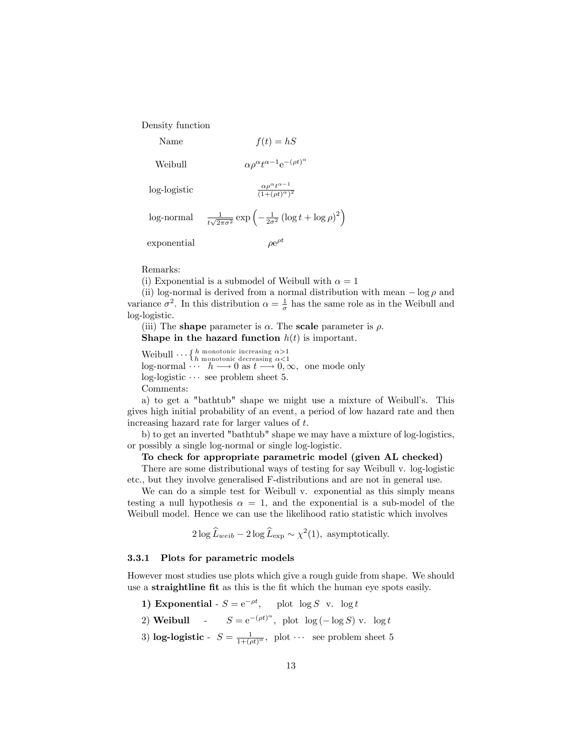Density function

| Name | $f(t) = hS$ |
| --- | --- |
| Weibull | $\alpha\rho^{\alpha}t^{\alpha-1}\mathrm{e}^{-(\rho t)^{\alpha}}$ |
| log-logistic | $\frac{\alpha\rho^{\alpha}t^{\alpha-1}}{(1+(\rho t)^{\alpha})^2}$ |
| log-normal | $\frac{1}{t\sqrt{2\pi\sigma^2}}\exp\left(-\frac{1}{2\sigma^2}\left(\log t + \log\rho\right)^2\right)$ |
| exponential | $\rho\mathrm{e}^{\rho t}$ |

Remarks:

(i) Exponential is a submodel of Weibull with $\alpha = 1$

(ii) log-normal is derived from a normal distribution with mean $-\log\rho$ and variance $\sigma^2$. In this distribution $\alpha = \frac{1}{\sigma}$ has the same role as in the Weibull and log-logistic.

(iii) The **shape** parameter is $\alpha$. The **scale** parameter is $\rho$.

**Shape in the hazard function** $h(t)$ **is important.**

Weibull $\cdots \begin{cases} h \text{ monotonic increasing } \alpha>1 \\ h \text{ monotonic decreasing } \alpha<1 \end{cases}$

log-normal $\cdots$ $h \longrightarrow 0$ as $t \longrightarrow 0, \infty$, one mode only

log-logistic $\cdots$ see problem sheet 5.

Comments:

a) to get a "bathtub" shape we might use a mixture of Weibull's. This gives high initial probability of an event, a period of low hazard rate and then increasing hazard rate for larger values of $t$.

b) to get an inverted "bathtub" shape we may have a mixture of log-logistics, or possibly a single log-normal or single log-logistic.

**To check for appropriate parametric model (given AL checked)**

There are some distributional ways of testing for say Weibull v. log-logistic etc., but they involve generalised F-distributions and are not in general use.

We can do a simple test for Weibull v. exponential as this simply means testing a null hypothesis $\alpha = 1$, and the exponential is a sub-model of the Weibull model. Hence we can use the likelihood ratio statistic which involves

$$2\log\widehat{L}_{weib} - 2\log\widehat{L}_{\exp} \sim \chi^2(1), \text{ asymptotically.}$$

### 3.3.1 Plots for parametric models

However most studies use plots which give a rough guide from shape. We should use a **straightline fit** as this is the fit which the human eye spots easily.

1) **Exponential** - $S = \mathrm{e}^{-\rho t}$, plot $\log S$ v. $\log t$

2) **Weibull** - $S = \mathrm{e}^{-(\rho t)^{\alpha}}$, plot $\log(-\log S)$ v. $\log t$

3) **log-logistic** - $S = \frac{1}{1+(\rho t)^{\alpha}}$, plot $\cdots$ see problem sheet 5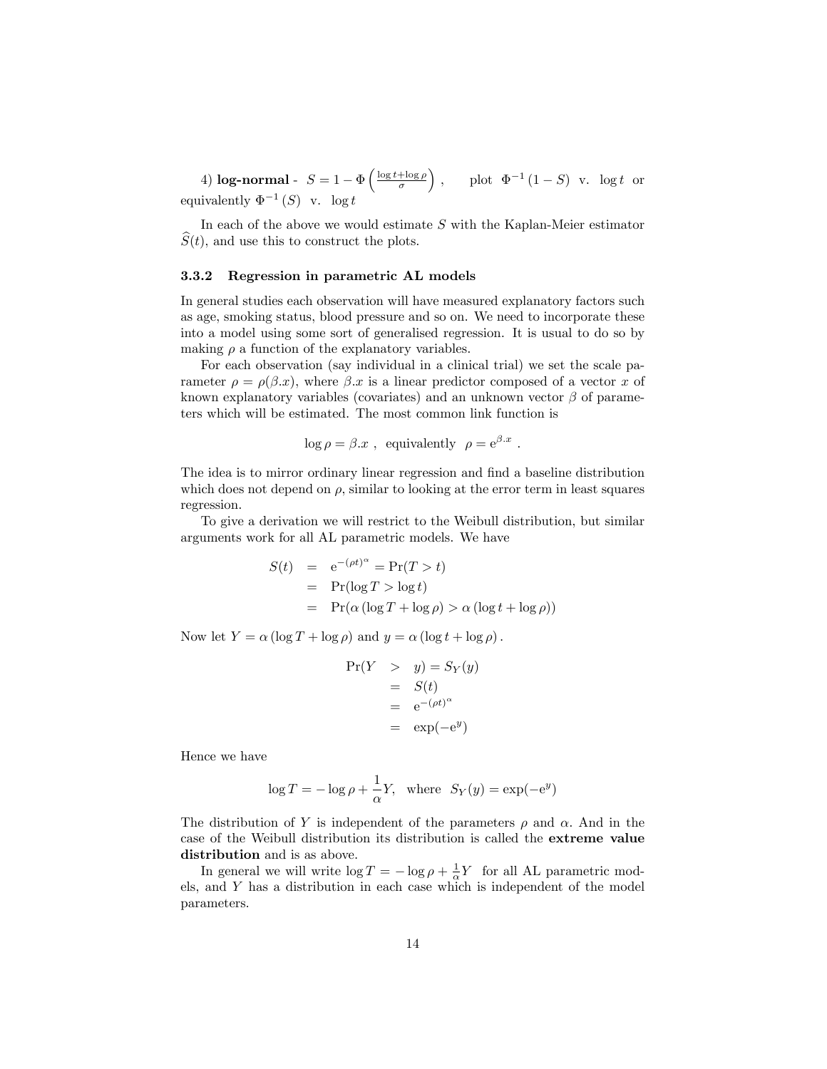4) **log-normal** - $S = 1 - \Phi\left(\frac{\log t + \log \rho}{\sigma}\right)$ , plot $\Phi^{-1}(1-S)$ v. $\log t$ or equivalently $\Phi^{-1}(S)$ v. $\log t$

In each of the above we would estimate $S$ with the Kaplan-Meier estimator $\widehat{S}(t)$, and use this to construct the plots.

### 3.3.2 Regression in parametric AL models

In general studies each observation will have measured explanatory factors such as age, smoking status, blood pressure and so on. We need to incorporate these into a model using some sort of generalised regression. It is usual to do so by making $\rho$ a function of the explanatory variables.

For each observation (say individual in a clinical trial) we set the scale parameter $\rho = \rho(\beta.x)$, where $\beta.x$ is a linear predictor composed of a vector $x$ of known explanatory variables (covariates) and an unknown vector $\beta$ of parameters which will be estimated. The most common link function is

$$\log \rho = \beta.x \ , \ \text{ equivalently } \ \rho = \mathrm{e}^{\beta.x} \ .$$

The idea is to mirror ordinary linear regression and find a baseline distribution which does not depend on $\rho$, similar to looking at the error term in least squares regression.

To give a derivation we will restrict to the Weibull distribution, but similar arguments work for all AL parametric models. We have

$$\begin{aligned}
S(t) &= \mathrm{e}^{-(\rho t)^{\alpha}} = \Pr(T > t) \\
&= \Pr(\log T > \log t) \\
&= \Pr(\alpha(\log T + \log \rho) > \alpha(\log t + \log \rho))
\end{aligned}$$

Now let $Y = \alpha(\log T + \log \rho)$ and $y = \alpha(\log t + \log \rho)$.

$$\begin{aligned}
\Pr(Y &> y) = S_Y(y) \\
&= S(t) \\
&= \mathrm{e}^{-(\rho t)^{\alpha}} \\
&= \exp(-\mathrm{e}^{y})
\end{aligned}$$

Hence we have

$$\log T = -\log \rho + \frac{1}{\alpha} Y, \ \text{ where } \ S_Y(y) = \exp(-\mathrm{e}^{y})$$

The distribution of $Y$ is independent of the parameters $\rho$ and $\alpha$. And in the case of the Weibull distribution its distribution is called the **extreme value distribution** and is as above.

In general we will write $\log T = -\log \rho + \frac{1}{\alpha} Y$ for all AL parametric models, and $Y$ has a distribution in each case which is independent of the model parameters.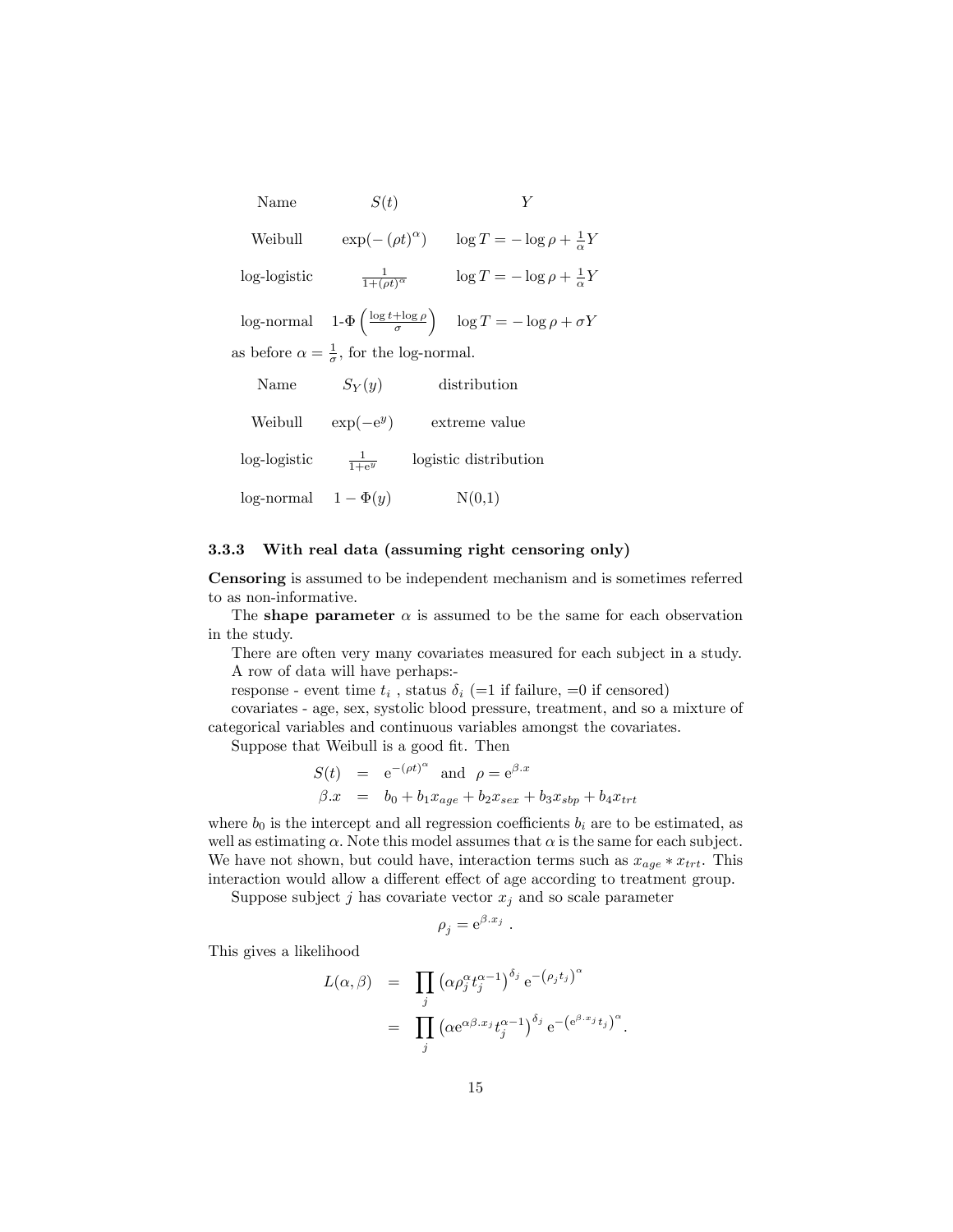| Name | $S(t)$ | $Y$ |
|---|---|---|
| Weibull | $\exp(-(\rho t)^{\alpha})$ | $\log T = -\log\rho + \frac{1}{\alpha}Y$ |
| log-logistic | $\frac{1}{1+(\rho t)^{\alpha}}$ | $\log T = -\log\rho + \frac{1}{\alpha}Y$ |
| log-normal | 1-$\Phi\left(\frac{\log t + \log\rho}{\sigma}\right)$ | $\log T = -\log\rho + \sigma Y$ |

as before $\alpha = \frac{1}{\sigma}$, for the log-normal.

| Name | $S_Y(y)$ | distribution |
|---|---|---|
| Weibull | $\exp(-\mathrm{e}^{y})$ | extreme value |
| log-logistic | $\frac{1}{1+\mathrm{e}^{y}}$ | logistic distribution |
| log-normal | $1-\Phi(y)$ | N(0,1) |

### 3.3.3 With real data (assuming right censoring only)

**Censoring** is assumed to be independent mechanism and is sometimes referred to as non-informative.

The **shape parameter** $\alpha$ is assumed to be the same for each observation in the study.

There are often very many covariates measured for each subject in a study. A row of data will have perhaps:-

response - event time $t_i$ , status $\delta_i$ (=1 if failure, =0 if censored)

covariates - age, sex, systolic blood pressure, treatment, and so a mixture of categorical variables and continuous variables amongst the covariates.

Suppose that Weibull is a good fit. Then

$$
\begin{aligned}
S(t) &= \mathrm{e}^{-(\rho t)^{\alpha}} \quad \text{and} \quad \rho = \mathrm{e}^{\beta . x} \\
\beta . x &= b_0 + b_1 x_{age} + b_2 x_{sex} + b_3 x_{sbp} + b_4 x_{trt}
\end{aligned}
$$

where $b_0$ is the intercept and all regression coefficients $b_i$ are to be estimated, as well as estimating $\alpha$. Note this model assumes that $\alpha$ is the same for each subject. We have not shown, but could have, interaction terms such as $x_{age} * x_{trt}$. This interaction would allow a different effect of age according to treatment group.

Suppose subject $j$ has covariate vector $x_j$ and so scale parameter

$$
\rho_j = \mathrm{e}^{\beta . x_j} \ .
$$

This gives a likelihood

$$
\begin{aligned}
L(\alpha, \beta) &= \prod_j \left(\alpha \rho_j^{\alpha} t_j^{\alpha - 1}\right)^{\delta_j} \mathrm{e}^{-\left(\rho_j t_j\right)^{\alpha}} \\
&= \prod_j \left(\alpha \mathrm{e}^{\alpha \beta . x_j} t_j^{\alpha - 1}\right)^{\delta_j} \mathrm{e}^{-\left(\mathrm{e}^{\beta . x_j} t_j\right)^{\alpha}}.
\end{aligned}
$$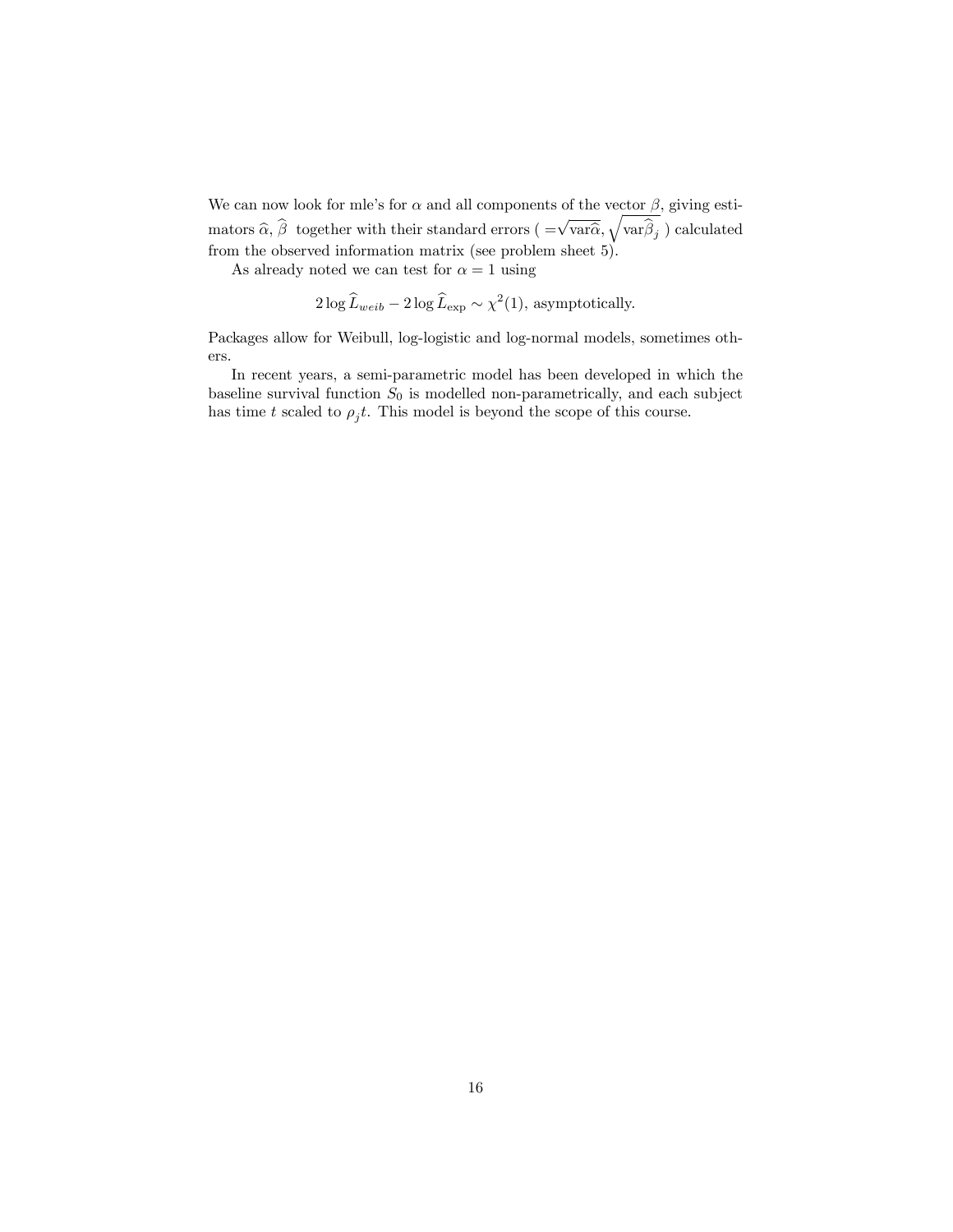We can now look for mle's for $\alpha$ and all components of the vector $\beta$, giving estimators $\widehat{\alpha}$, $\widehat{\beta}$ together with their standard errors ( $=\sqrt{\text{var}\widehat{\alpha}}$, $\sqrt{\text{var}\widehat{\beta}_j}$ ) calculated from the observed information matrix (see problem sheet 5).

As already noted we can test for $\alpha = 1$ using

$$2\log \widehat{L}_{weib} - 2\log \widehat{L}_{\exp} \sim \chi^2(1), \text{ asymptotically.}$$

Packages allow for Weibull, log-logistic and log-normal models, sometimes others.

In recent years, a semi-parametric model has been developed in which the baseline survival function $S_0$ is modelled non-parametrically, and each subject has time $t$ scaled to $\rho_j t$. This model is beyond the scope of this course.